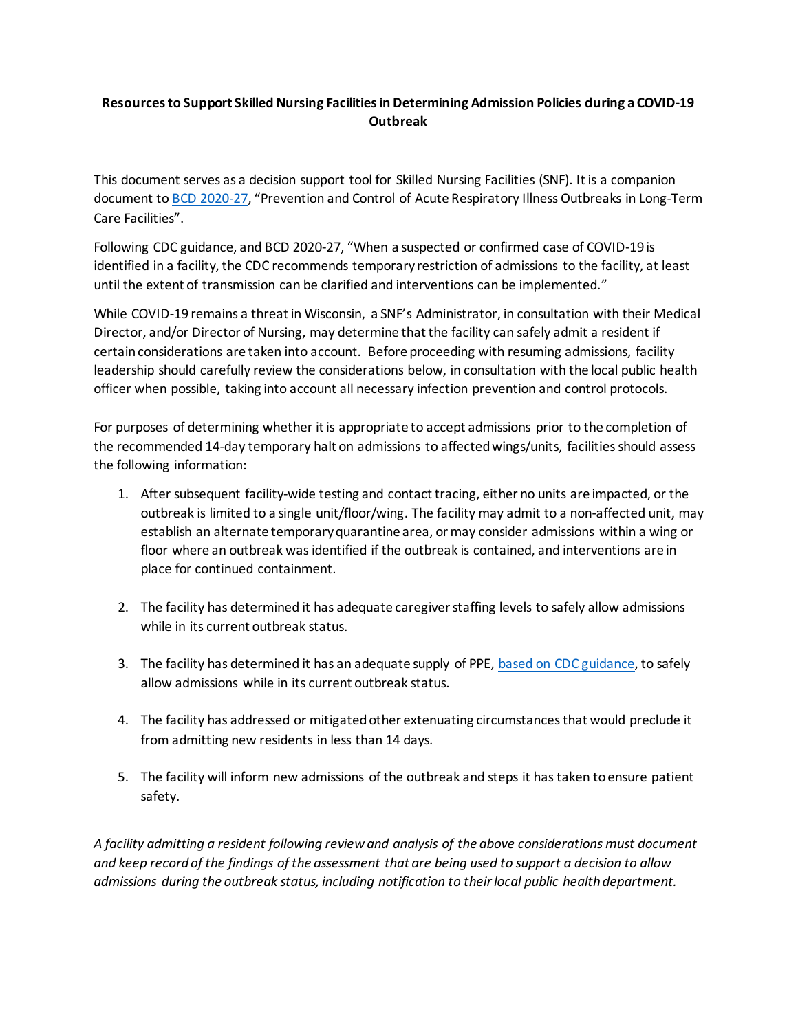**Resources to Support Skilled Nursing Facilities in Determining Admission Policies during a COVID-19 Outbreak**

This document serves as a decision support tool for Skilled Nursing Facilities (SNF). It is a companion document to BCD 2020-27, "Prevention and Control of Acute Respiratory Illness Outbreaks in Long-Term Care Facilities".

Following CDC guidance, and BCD 2020-27, "When a suspected or confirmed case of COVID-19 is identified in a facility, the CDC recommends temporary restriction of admissions to the facility, at least until the extent of transmission can be clarified and interventions can be implemented."

While COVID-19 remains a threat in Wisconsin, a SNF's Administrator, in consultation with their Medical Director, and/or Director of Nursing, may determine that the facility can safely admit a resident if certain considerations are taken into account. Before proceeding with resuming admissions, facility leadership should carefully review the considerations below, in consultation with the local public health officer when possible, taking into account all necessary infection prevention and control protocols.

For purposes of determining whether it is appropriate to accept admissions prior to the completion of the recommended 14-day temporary halt on admissions to affected wings/units, facilities should assess the following information:

1. After subsequent facility-wide testing and contact tracing, either no units are impacted, or the outbreak is limited to a single unit/floor/wing. The facility may admit to a non-affected unit, may establish an alternate temporary quarantine area, or may consider admissions within a wing or floor where an outbreak was identified if the outbreak is contained, and interventions are in place for continued containment.

2. The facility has determined it has adequate caregiver staffing levels to safely allow admissions while in its current outbreak status.

3. The facility has determined it has an adequate supply of PPE, based on CDC guidance, to safely allow admissions while in its current outbreak status.

4. The facility has addressed or mitigated other extenuating circumstances that would preclude it from admitting new residents in less than 14 days.

5. The facility will inform new admissions of the outbreak and steps it has taken to ensure patient safety.

*A facility admitting a resident following review and analysis of the above considerations must document and keep record of the findings of the assessment that are being used to support a decision to allow admissions during the outbreak status, including notification to their local public health department.*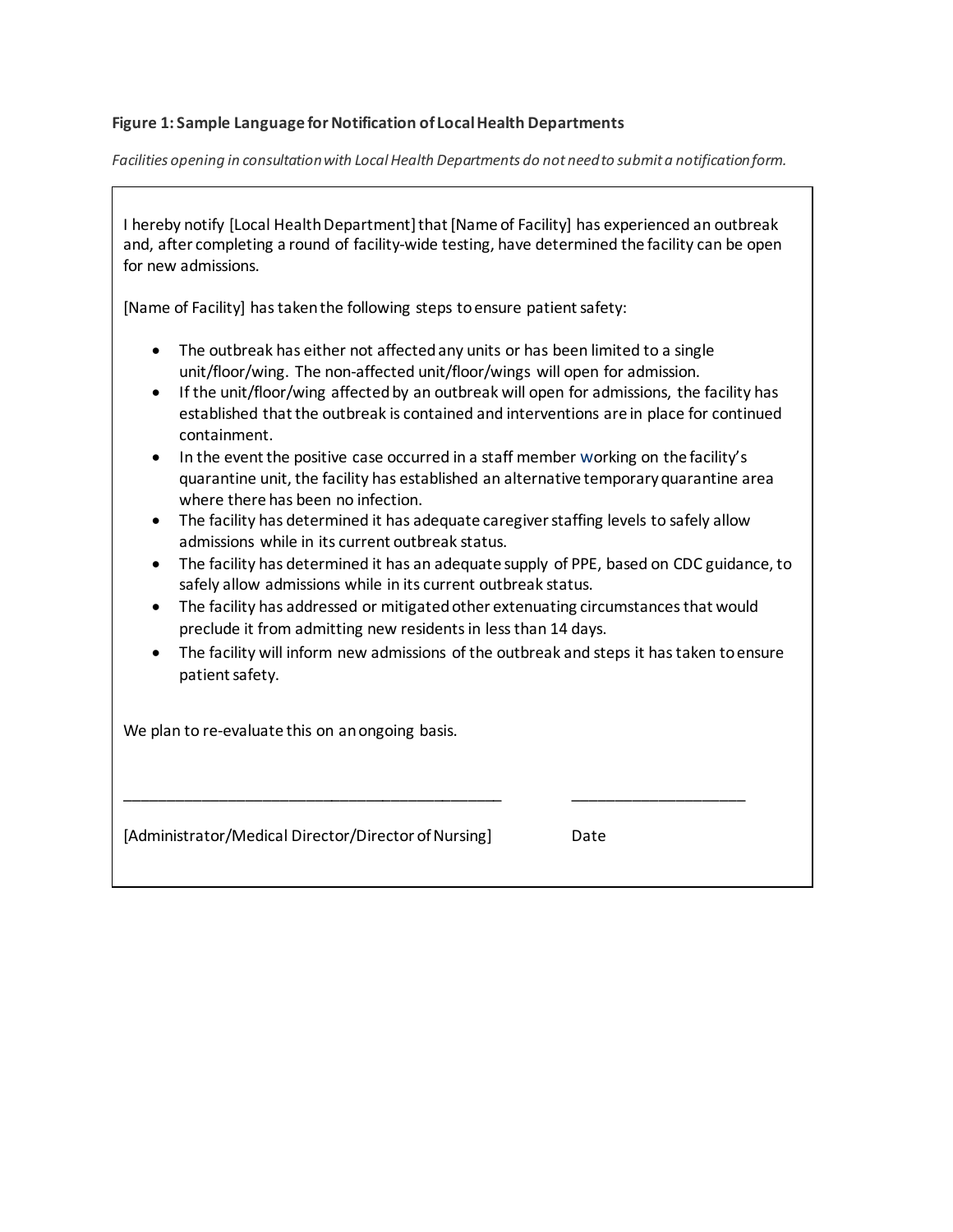**Figure 1: Sample Language for Notification of Local Health Departments**

*Facilities opening in consultation with Local Health Departments do not need to submit a notification form.*

I hereby notify [Local Health Department] that [Name of Facility] has experienced an outbreak and, after completing a round of facility-wide testing, have determined the facility can be open for new admissions.

[Name of Facility] has taken the following steps to ensure patient safety:

- The outbreak has either not affected any units or has been limited to a single unit/floor/wing. The non-affected unit/floor/wings will open for admission.
- If the unit/floor/wing affected by an outbreak will open for admissions, the facility has established that the outbreak is contained and interventions are in place for continued containment.
- In the event the positive case occurred in a staff member working on the facility's quarantine unit, the facility has established an alternative temporary quarantine area where there has been no infection.
- The facility has determined it has adequate caregiver staffing levels to safely allow admissions while in its current outbreak status.
- The facility has determined it has an adequate supply of PPE, based on CDC guidance, to safely allow admissions while in its current outbreak status.
- The facility has addressed or mitigated other extenuating circumstances that would preclude it from admitting new residents in less than 14 days.
- The facility will inform new admissions of the outbreak and steps it has taken to ensure patient safety.

We plan to re-evaluate this on an ongoing basis.

_______________________________________________ ______________________

[Administrator/Medical Director/Director of Nursing] Date